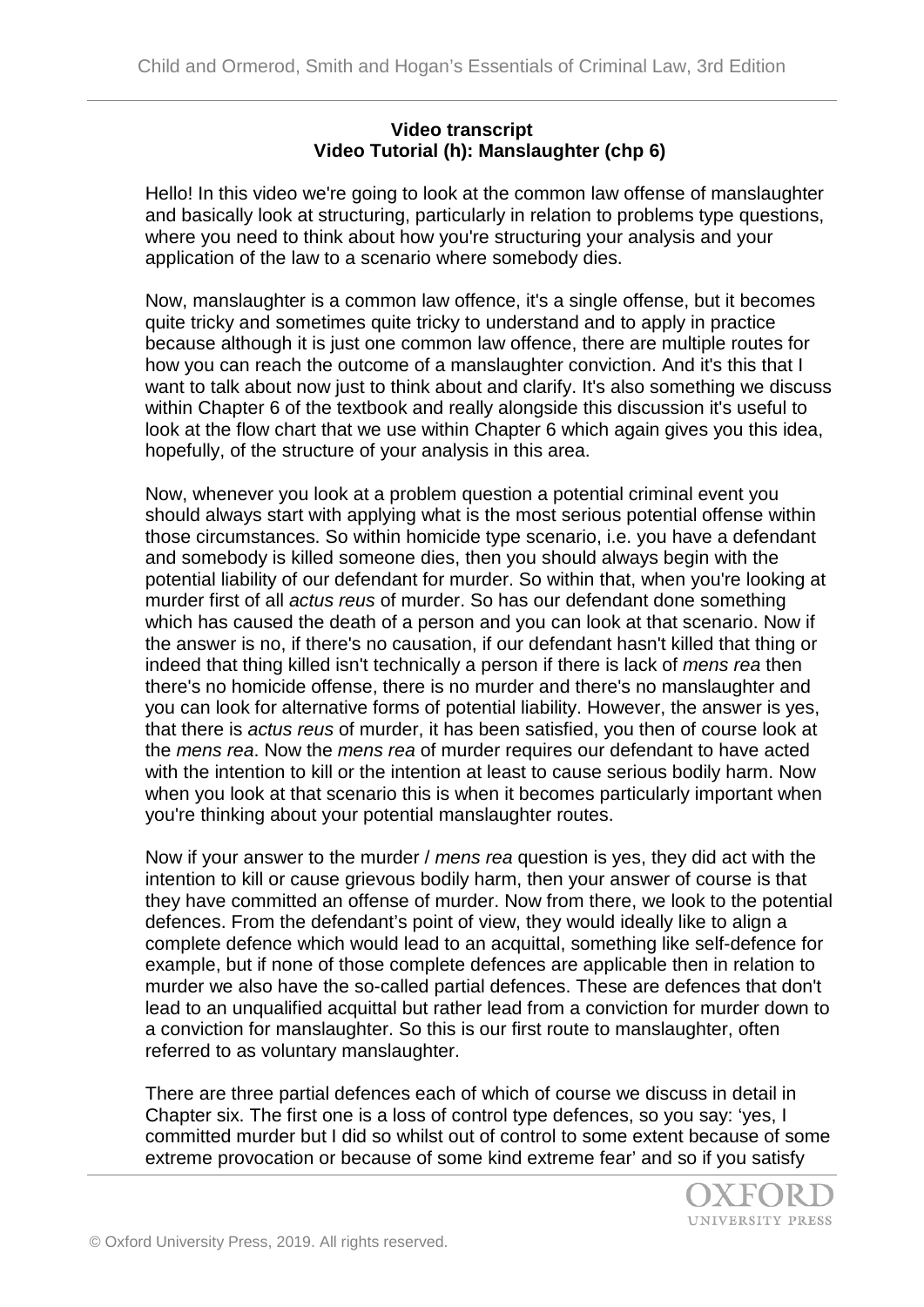**Video transcript**
**Video Tutorial (h): Manslaughter (chp 6)**

Hello! In this video we're going to look at the common law offense of manslaughter and basically look at structuring, particularly in relation to problems type questions, where you need to think about how you're structuring your analysis and your application of the law to a scenario where somebody dies.

Now, manslaughter is a common law offence, it's a single offense, but it becomes quite tricky and sometimes quite tricky to understand and to apply in practice because although it is just one common law offence, there are multiple routes for how you can reach the outcome of a manslaughter conviction. And it's this that I want to talk about now just to think about and clarify. It's also something we discuss within Chapter 6 of the textbook and really alongside this discussion it's useful to look at the flow chart that we use within Chapter 6 which again gives you this idea, hopefully, of the structure of your analysis in this area.

Now, whenever you look at a problem question a potential criminal event you should always start with applying what is the most serious potential offense within those circumstances. So within homicide type scenario, i.e. you have a defendant and somebody is killed someone dies, then you should always begin with the potential liability of our defendant for murder. So within that, when you're looking at murder first of all *actus reus* of murder. So has our defendant done something which has caused the death of a person and you can look at that scenario. Now if the answer is no, if there's no causation, if our defendant hasn't killed that thing or indeed that thing killed isn't technically a person if there is lack of *mens rea* then there's no homicide offense, there is no murder and there's no manslaughter and you can look for alternative forms of potential liability. However, the answer is yes, that there is *actus reus* of murder, it has been satisfied, you then of course look at the *mens rea*. Now the *mens rea* of murder requires our defendant to have acted with the intention to kill or the intention at least to cause serious bodily harm. Now when you look at that scenario this is when it becomes particularly important when you're thinking about your potential manslaughter routes.

Now if your answer to the murder / *mens rea* question is yes, they did act with the intention to kill or cause grievous bodily harm, then your answer of course is that they have committed an offense of murder. Now from there, we look to the potential defences. From the defendant's point of view, they would ideally like to align a complete defence which would lead to an acquittal, something like self-defence for example, but if none of those complete defences are applicable then in relation to murder we also have the so-called partial defences. These are defences that don't lead to an unqualified acquittal but rather lead from a conviction for murder down to a conviction for manslaughter. So this is our first route to manslaughter, often referred to as voluntary manslaughter.

There are three partial defences each of which of course we discuss in detail in Chapter six. The first one is a loss of control type defences, so you say: 'yes, I committed murder but I did so whilst out of control to some extent because of some extreme provocation or because of some kind extreme fear' and so if you satisfy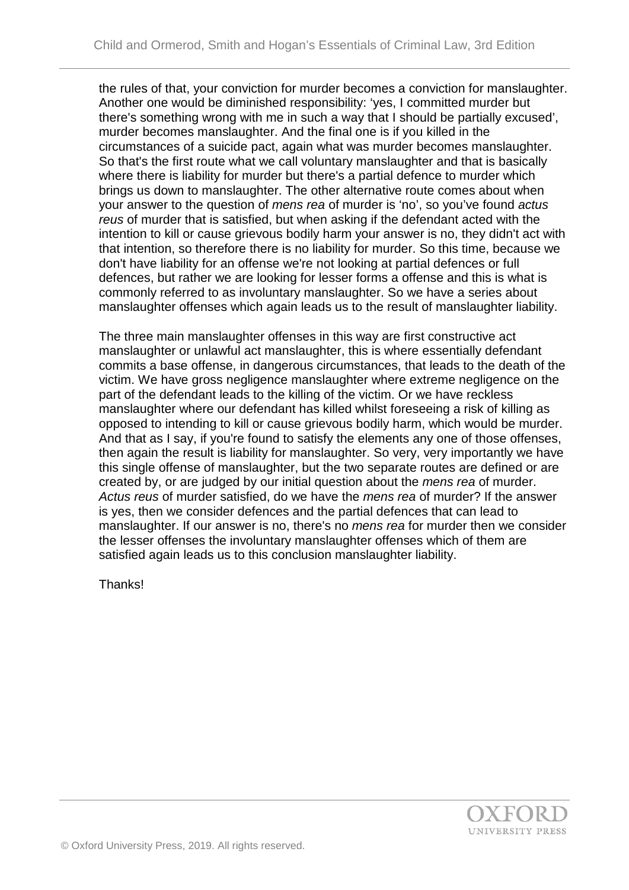the rules of that, your conviction for murder becomes a conviction for manslaughter. Another one would be diminished responsibility: 'yes, I committed murder but there's something wrong with me in such a way that I should be partially excused', murder becomes manslaughter. And the final one is if you killed in the circumstances of a suicide pact, again what was murder becomes manslaughter. So that's the first route what we call voluntary manslaughter and that is basically where there is liability for murder but there's a partial defence to murder which brings us down to manslaughter. The other alternative route comes about when your answer to the question of *mens rea* of murder is 'no', so you've found *actus reus* of murder that is satisfied, but when asking if the defendant acted with the intention to kill or cause grievous bodily harm your answer is no, they didn't act with that intention, so therefore there is no liability for murder. So this time, because we don't have liability for an offense we're not looking at partial defences or full defences, but rather we are looking for lesser forms a offense and this is what is commonly referred to as involuntary manslaughter. So we have a series about manslaughter offenses which again leads us to the result of manslaughter liability.

The three main manslaughter offenses in this way are first constructive act manslaughter or unlawful act manslaughter, this is where essentially defendant commits a base offense, in dangerous circumstances, that leads to the death of the victim. We have gross negligence manslaughter where extreme negligence on the part of the defendant leads to the killing of the victim. Or we have reckless manslaughter where our defendant has killed whilst foreseeing a risk of killing as opposed to intending to kill or cause grievous bodily harm, which would be murder. And that as I say, if you're found to satisfy the elements any one of those offenses, then again the result is liability for manslaughter. So very, very importantly we have this single offense of manslaughter, but the two separate routes are defined or are created by, or are judged by our initial question about the *mens rea* of murder. *Actus reus* of murder satisfied, do we have the *mens rea* of murder? If the answer is yes, then we consider defences and the partial defences that can lead to manslaughter. If our answer is no, there's no *mens rea* for murder then we consider the lesser offenses the involuntary manslaughter offenses which of them are satisfied again leads us to this conclusion manslaughter liability.

Thanks!